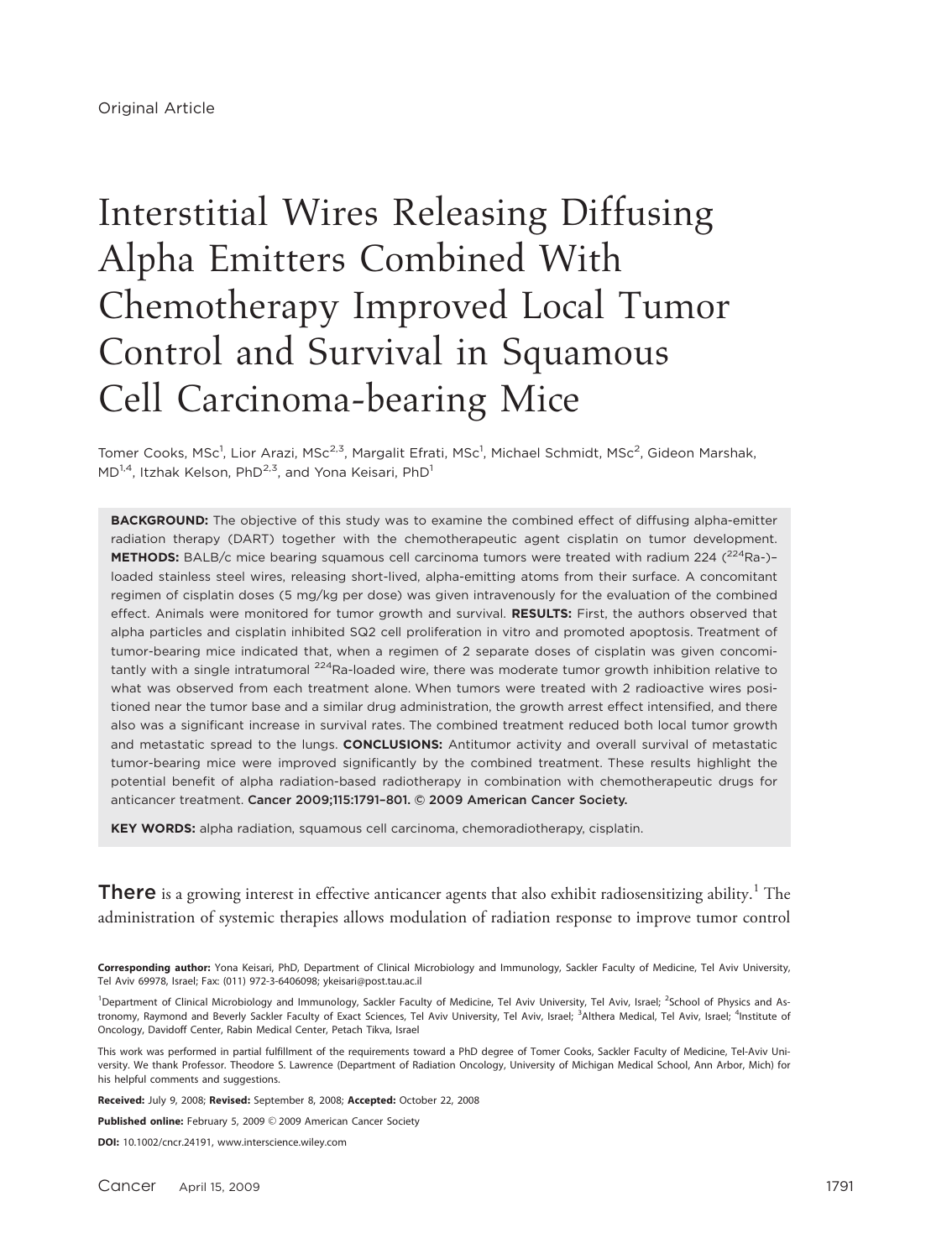Original Article

# Interstitial Wires Releasing Diffusing Alpha Emitters Combined With Chemotherapy Improved Local Tumor Control and Survival in Squamous Cell Carcinoma-bearing Mice

Tomer Cooks, MSc[1], Lior Arazi, MSc[2,3], Margalit Efrati, MSc[1], Michael Schmidt, MSc[2], Gideon Marshak, MD[1,4], Itzhak Kelson, PhD[2,3], and Yona Keisari, PhD[1]

**BACKGROUND:** The objective of this study was to examine the combined effect of diffusing alpha-emitter radiation therapy (DART) together with the chemotherapeutic agent cisplatin on tumor development. **METHODS:** BALB/c mice bearing squamous cell carcinoma tumors were treated with radium 224 ($^{224}$Ra-)–loaded stainless steel wires, releasing short-lived, alpha-emitting atoms from their surface. A concomitant regimen of cisplatin doses (5 mg/kg per dose) was given intravenously for the evaluation of the combined effect. Animals were monitored for tumor growth and survival. **RESULTS:** First, the authors observed that alpha particles and cisplatin inhibited SQ2 cell proliferation in vitro and promoted apoptosis. Treatment of tumor-bearing mice indicated that, when a regimen of 2 separate doses of cisplatin was given concomitantly with a single intratumoral $^{224}$Ra-loaded wire, there was moderate tumor growth inhibition relative to what was observed from each treatment alone. When tumors were treated with 2 radioactive wires positioned near the tumor base and a similar drug administration, the growth arrest effect intensified, and there also was a significant increase in survival rates. The combined treatment reduced both local tumor growth and metastatic spread to the lungs. **CONCLUSIONS:** Antitumor activity and overall survival of metastatic tumor-bearing mice were improved significantly by the combined treatment. These results highlight the potential benefit of alpha radiation-based radiotherapy in combination with chemotherapeutic drugs for anticancer treatment. **Cancer 2009;115:1791–801. © 2009 American Cancer Society.**

**KEY WORDS:** alpha radiation, squamous cell carcinoma, chemoradiotherapy, cisplatin.

**There** is a growing interest in effective anticancer agents that also exhibit radiosensitizing ability.[1] The administration of systemic therapies allows modulation of radiation response to improve tumor control

**Corresponding author:** Yona Keisari, PhD, Department of Clinical Microbiology and Immunology, Sackler Faculty of Medicine, Tel Aviv University, Tel Aviv 69978, Israel; Fax: (011) 972-3-6406098; ykeisari@post.tau.ac.il

[1]Department of Clinical Microbiology and Immunology, Sackler Faculty of Medicine, Tel Aviv University, Tel Aviv, Israel; [2]School of Physics and Astronomy, Raymond and Beverly Sackler Faculty of Exact Sciences, Tel Aviv University, Tel Aviv, Israel; [3]Althera Medical, Tel Aviv, Israel; [4]Institute of Oncology, Davidoff Center, Rabin Medical Center, Petach Tikva, Israel

This work was performed in partial fulfillment of the requirements toward a PhD degree of Tomer Cooks, Sackler Faculty of Medicine, Tel-Aviv University. We thank Professor. Theodore S. Lawrence (Department of Radiation Oncology, University of Michigan Medical School, Ann Arbor, Mich) for his helpful comments and suggestions.

**Received:** July 9, 2008; **Revised:** September 8, 2008; **Accepted:** October 22, 2008

**Published online:** February 5, 2009 © 2009 American Cancer Society

**DOI:** 10.1002/cncr.24191, www.interscience.wiley.com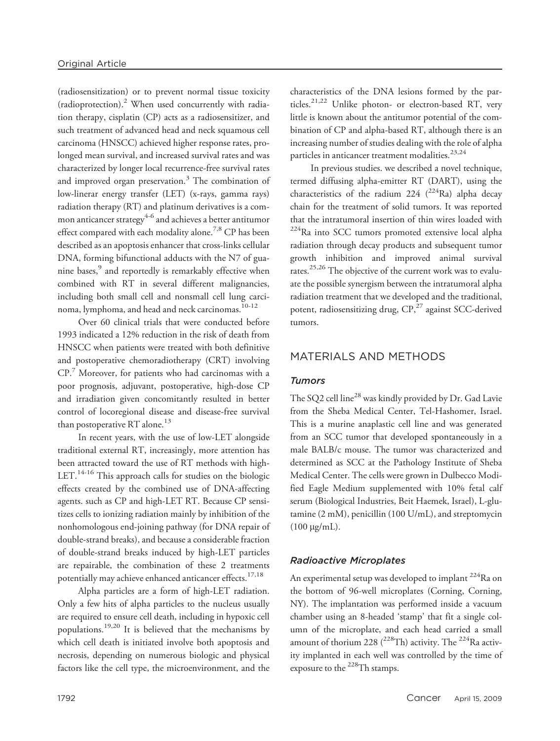(radiosensitization) or to prevent normal tissue toxicity (radioprotection).[2] When used concurrently with radiation therapy, cisplatin (CP) acts as a radiosensitizer, and such treatment of advanced head and neck squamous cell carcinoma (HNSCC) achieved higher response rates, prolonged mean survival, and increased survival rates and was characterized by longer local recurrence-free survival rates and improved organ preservation.[3] The combination of low-linerar energy transfer (LET) (x-rays, gamma rays) radiation therapy (RT) and platinum derivatives is a common anticancer strategy[4-6] and achieves a better antitumor effect compared with each modality alone.[7,8] CP has been described as an apoptosis enhancer that cross-links cellular DNA, forming bifunctional adducts with the N7 of guanine bases,[9] and reportedly is remarkably effective when combined with RT in several different malignancies, including both small cell and nonsmall cell lung carcinoma, lymphoma, and head and neck carcinomas.[10-12]

Over 60 clinical trials that were conducted before 1993 indicated a 12% reduction in the risk of death from HNSCC when patients were treated with both definitive and postoperative chemoradiotherapy (CRT) involving CP.[7] Moreover, for patients who had carcinomas with a poor prognosis, adjuvant, postoperative, high-dose CP and irradiation given concomitantly resulted in better control of locoregional disease and disease-free survival than postoperative RT alone.[13]

In recent years, with the use of low-LET alongside traditional external RT, increasingly, more attention has been attracted toward the use of RT methods with high-LET.[14-16] This approach calls for studies on the biologic effects created by the combined use of DNA-affecting agents. such as CP and high-LET RT. Because CP sensitizes cells to ionizing radiation mainly by inhibition of the nonhomologous end-joining pathway (for DNA repair of double-strand breaks), and because a considerable fraction of double-strand breaks induced by high-LET particles are repairable, the combination of these 2 treatments potentially may achieve enhanced anticancer effects.[17,18]

Alpha particles are a form of high-LET radiation. Only a few hits of alpha particles to the nucleus usually are required to ensure cell death, including in hypoxic cell populations.[19,20] It is believed that the mechanisms by which cell death is initiated involve both apoptosis and necrosis, depending on numerous biologic and physical factors like the cell type, the microenvironment, and the characteristics of the DNA lesions formed by the particles.[21,22] Unlike photon- or electron-based RT, very little is known about the antitumor potential of the combination of CP and alpha-based RT, although there is an increasing number of studies dealing with the role of alpha particles in anticancer treatment modalities.[23,24]

In previous studies. we described a novel technique, termed diffusing alpha-emitter RT (DART), using the characteristics of the radium 224 ($^{224}$Ra) alpha decay chain for the treatment of solid tumors. It was reported that the intratumoral insertion of thin wires loaded with $^{224}$Ra into SCC tumors promoted extensive local alpha radiation through decay products and subsequent tumor growth inhibition and improved animal survival rates.[25,26] The objective of the current work was to evaluate the possible synergism between the intratumoral alpha radiation treatment that we developed and the traditional, potent, radiosensitizing drug, CP,[27] against SCC-derived tumors.

## MATERIALS AND METHODS

### *Tumors*

The SQ2 cell line[28] was kindly provided by Dr. Gad Lavie from the Sheba Medical Center, Tel-Hashomer, Israel. This is a murine anaplastic cell line and was generated from an SCC tumor that developed spontaneously in a male BALB/c mouse. The tumor was characterized and determined as SCC at the Pathology Institute of Sheba Medical Center. The cells were grown in Dulbecco Modified Eagle Medium supplemented with 10% fetal calf serum (Biological Industries, Beit Haemek, Israel), L-glutamine (2 mM), penicillin (100 U/mL), and streptomycin (100 μg/mL).

### *Radioactive Microplates*

An experimental setup was developed to implant $^{224}$Ra on the bottom of 96-well microplates (Corning, Corning, NY). The implantation was performed inside a vacuum chamber using an 8-headed 'stamp' that fit a single column of the microplate, and each head carried a small amount of thorium 228 ($^{228}$Th) activity. The $^{224}$Ra activity implanted in each well was controlled by the time of exposure to the $^{228}$Th stamps.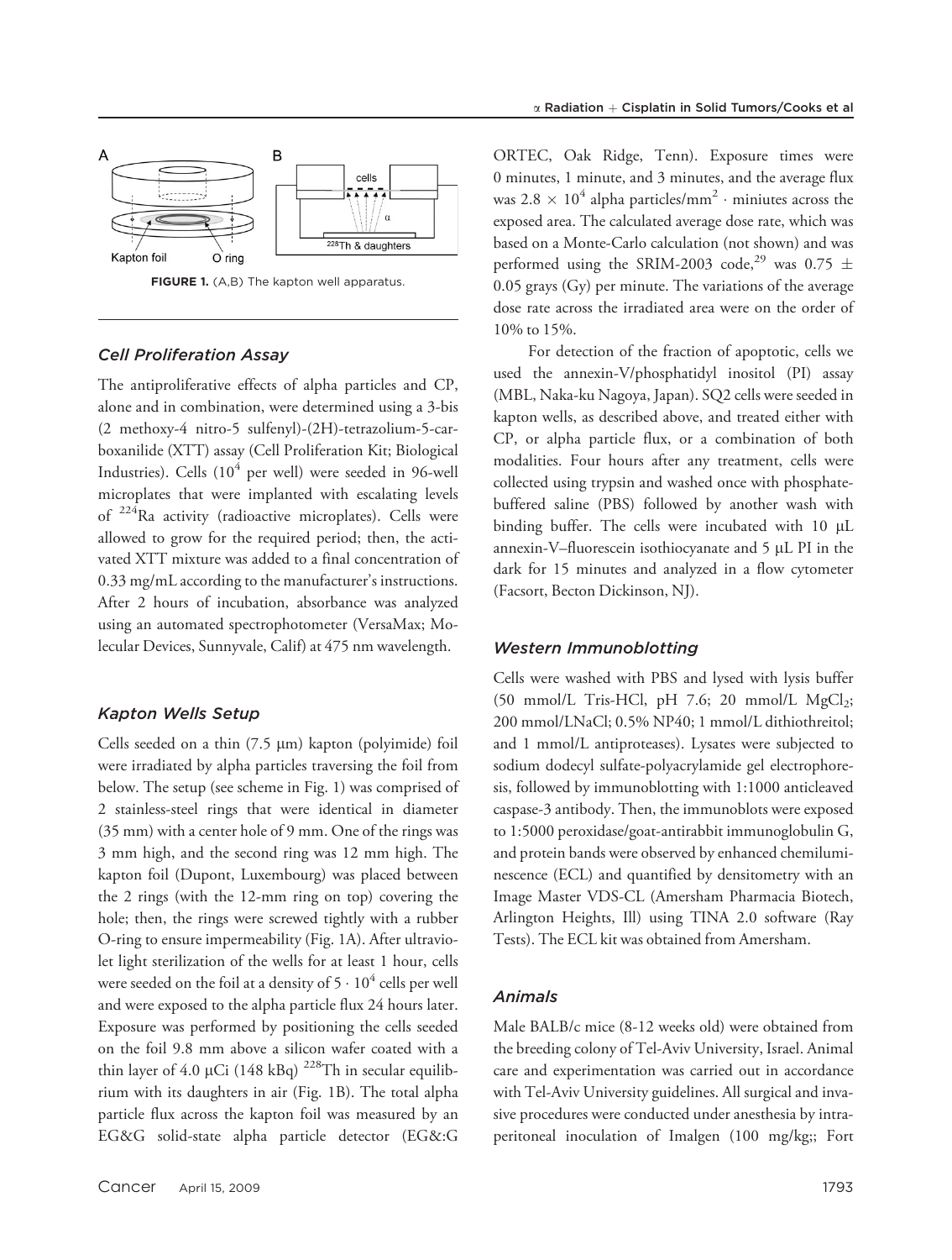FIGURE 1. (A,B) The kapton well apparatus.

### Cell Proliferation Assay

The antiproliferative effects of alpha particles and CP, alone and in combination, were determined using a 3-bis (2 methoxy-4 nitro-5 sulfenyl)-(2H)-tetrazolium-5-carboxanilide (XTT) assay (Cell Proliferation Kit; Biological Industries). Cells ($10^4$ per well) were seeded in 96-well microplates that were implanted with escalating levels of $^{224}$Ra activity (radioactive microplates). Cells were allowed to grow for the required period; then, the activated XTT mixture was added to a final concentration of 0.33 mg/mL according to the manufacturer's instructions. After 2 hours of incubation, absorbance was analyzed using an automated spectrophotometer (VersaMax; Molecular Devices, Sunnyvale, Calif) at 475 nm wavelength.

### Kapton Wells Setup

Cells seeded on a thin (7.5 μm) kapton (polyimide) foil were irradiated by alpha particles traversing the foil from below. The setup (see scheme in Fig. 1) was comprised of 2 stainless-steel rings that were identical in diameter (35 mm) with a center hole of 9 mm. One of the rings was 3 mm high, and the second ring was 12 mm high. The kapton foil (Dupont, Luxembourg) was placed between the 2 rings (with the 12-mm ring on top) covering the hole; then, the rings were screwed tightly with a rubber O-ring to ensure impermeability (Fig. 1A). After ultraviolet light sterilization of the wells for at least 1 hour, cells were seeded on the foil at a density of $5 \cdot 10^4$ cells per well and were exposed to the alpha particle flux 24 hours later. Exposure was performed by positioning the cells seeded on the foil 9.8 mm above a silicon wafer coated with a thin layer of 4.0 μCi (148 kBq) $^{228}$Th in secular equilibrium with its daughters in air (Fig. 1B). The total alpha particle flux across the kapton foil was measured by an EG&G solid-state alpha particle detector (EG&:G ORTEC, Oak Ridge, Tenn). Exposure times were 0 minutes, 1 minute, and 3 minutes, and the average flux was $2.8 \times 10^4$ alpha particles/mm$^2$ · minutes across the exposed area. The calculated average dose rate, which was based on a Monte-Carlo calculation (not shown) and was performed using the SRIM-2003 code,[29] was 0.75 ± 0.05 grays (Gy) per minute. The variations of the average dose rate across the irradiated area were on the order of 10% to 15%.

For detection of the fraction of apoptotic, cells we used the annexin-V/phosphatidyl inositol (PI) assay (MBL, Naka-ku Nagoya, Japan). SQ2 cells were seeded in kapton wells, as described above, and treated either with CP, or alpha particle flux, or a combination of both modalities. Four hours after any treatment, cells were collected using trypsin and washed once with phosphate-buffered saline (PBS) followed by another wash with binding buffer. The cells were incubated with 10 μL annexin-V–fluorescein isothiocyanate and 5 μL PI in the dark for 15 minutes and analyzed in a flow cytometer (Facsort, Becton Dickinson, NJ).

### Western Immunoblotting

Cells were washed with PBS and lysed with lysis buffer (50 mmol/L Tris-HCl, pH 7.6; 20 mmol/L $MgCl_2$; 200 mmol/LNaCl; 0.5% NP40; 1 mmol/L dithiothreitol; and 1 mmol/L antiproteases). Lysates were subjected to sodium dodecyl sulfate-polyacrylamide gel electrophoresis, followed by immunoblotting with 1:1000 anticleaved caspase-3 antibody. Then, the immunoblots were exposed to 1:5000 peroxidase/goat-antirabbit immunoglobulin G, and protein bands were observed by enhanced chemiluminescence (ECL) and quantified by densitometry with an Image Master VDS-CL (Amersham Pharmacia Biotech, Arlington Heights, Ill) using TINA 2.0 software (Ray Tests). The ECL kit was obtained from Amersham.

### Animals

Male BALB/c mice (8-12 weeks old) were obtained from the breeding colony of Tel-Aviv University, Israel. Animal care and experimentation was carried out in accordance with Tel-Aviv University guidelines. All surgical and invasive procedures were conducted under anesthesia by intraperitoneal inoculation of Imalgen (100 mg/kg;; Fort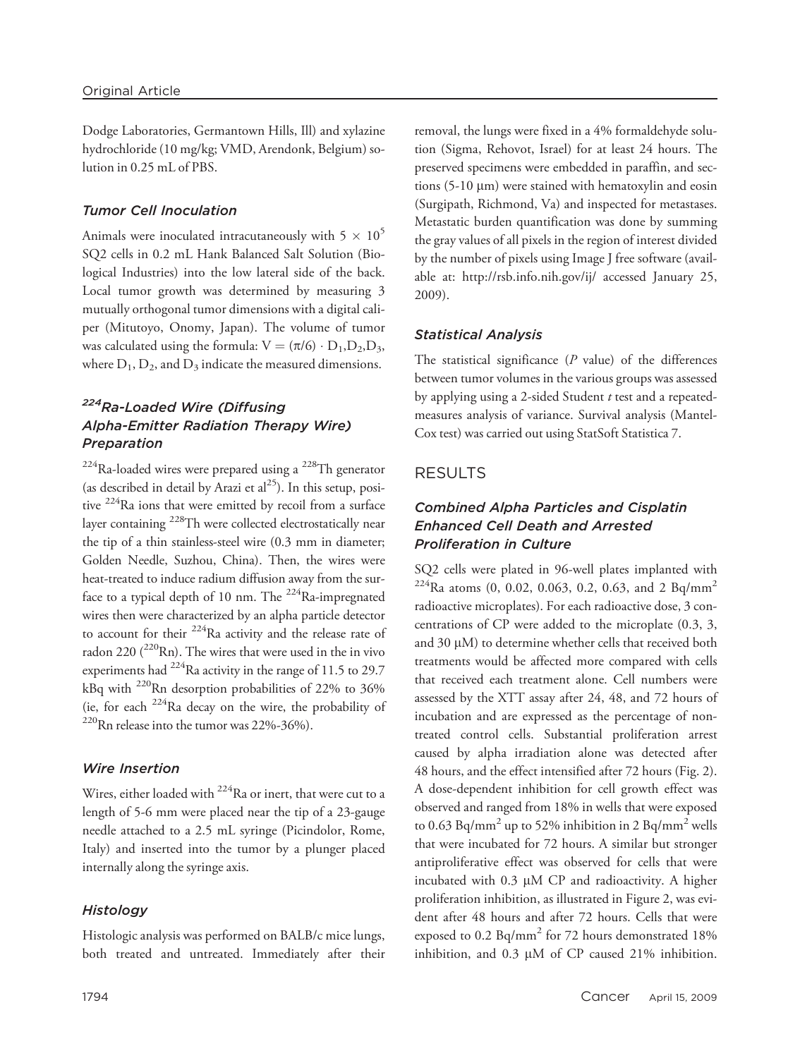Dodge Laboratories, Germantown Hills, Ill) and xylazine hydrochloride (10 mg/kg; VMD, Arendonk, Belgium) solution in 0.25 mL of PBS.

### Tumor Cell Inoculation

Animals were inoculated intracutaneously with $5 \times 10^5$ SQ2 cells in 0.2 mL Hank Balanced Salt Solution (Biological Industries) into the low lateral side of the back. Local tumor growth was determined by measuring 3 mutually orthogonal tumor dimensions with a digital caliper (Mitutoyo, Onomy, Japan). The volume of tumor was calculated using the formula: $V = (\pi/6) \cdot D_1 D_2 D_3$, where $D_1$, $D_2$, and $D_3$ indicate the measured dimensions.

### $^{224}$Ra-Loaded Wire (Diffusing Alpha-Emitter Radiation Therapy Wire) Preparation

$^{224}$Ra-loaded wires were prepared using a $^{228}$Th generator (as described in detail by Arazi et al[25]). In this setup, positive $^{224}$Ra ions that were emitted by recoil from a surface layer containing $^{228}$Th were collected electrostatically near the tip of a thin stainless-steel wire (0.3 mm in diameter; Golden Needle, Suzhou, China). Then, the wires were heat-treated to induce radium diffusion away from the surface to a typical depth of 10 nm. The $^{224}$Ra-impregnated wires then were characterized by an alpha particle detector to account for their $^{224}$Ra activity and the release rate of radon 220 ($^{220}$Rn). The wires that were used in the in vivo experiments had $^{224}$Ra activity in the range of 11.5 to 29.7 kBq with $^{220}$Rn desorption probabilities of 22% to 36% (ie, for each $^{224}$Ra decay on the wire, the probability of $^{220}$Rn release into the tumor was 22%-36%).

### Wire Insertion

Wires, either loaded with $^{224}$Ra or inert, that were cut to a length of 5-6 mm were placed near the tip of a 23-gauge needle attached to a 2.5 mL syringe (Picindolor, Rome, Italy) and inserted into the tumor by a plunger placed internally along the syringe axis.

### Histology

Histologic analysis was performed on BALB/c mice lungs, both treated and untreated. Immediately after their removal, the lungs were fixed in a 4% formaldehyde solution (Sigma, Rehovot, Israel) for at least 24 hours. The preserved specimens were embedded in paraffin, and sections (5-10 μm) were stained with hematoxylin and eosin (Surgipath, Richmond, Va) and inspected for metastases. Metastatic burden quantification was done by summing the gray values of all pixels in the region of interest divided by the number of pixels using Image J free software (available at: http://rsb.info.nih.gov/ij/ accessed January 25, 2009).

### Statistical Analysis

The statistical significance ($P$ value) of the differences between tumor volumes in the various groups was assessed by applying using a 2-sided Student $t$ test and a repeated-measures analysis of variance. Survival analysis (Mantel-Cox test) was carried out using StatSoft Statistica 7.

## RESULTS

### Combined Alpha Particles and Cisplatin Enhanced Cell Death and Arrested Proliferation in Culture

SQ2 cells were plated in 96-well plates implanted with $^{224}$Ra atoms (0, 0.02, 0.063, 0.2, 0.63, and 2 Bq/mm$^2$ radioactive microplates). For each radioactive dose, 3 concentrations of CP were added to the microplate (0.3, 3, and 30 μM) to determine whether cells that received both treatments would be affected more compared with cells that received each treatment alone. Cell numbers were assessed by the XTT assay after 24, 48, and 72 hours of incubation and are expressed as the percentage of nontreated control cells. Substantial proliferation arrest caused by alpha irradiation alone was detected after 48 hours, and the effect intensified after 72 hours (Fig. 2). A dose-dependent inhibition for cell growth effect was observed and ranged from 18% in wells that were exposed to 0.63 Bq/mm$^2$ up to 52% inhibition in 2 Bq/mm$^2$ wells that were incubated for 72 hours. A similar but stronger antiproliferative effect was observed for cells that were incubated with 0.3 μM CP and radioactivity. A higher proliferation inhibition, as illustrated in Figure 2, was evident after 48 hours and after 72 hours. Cells that were exposed to 0.2 Bq/mm$^2$ for 72 hours demonstrated 18% inhibition, and 0.3 μM of CP caused 21% inhibition.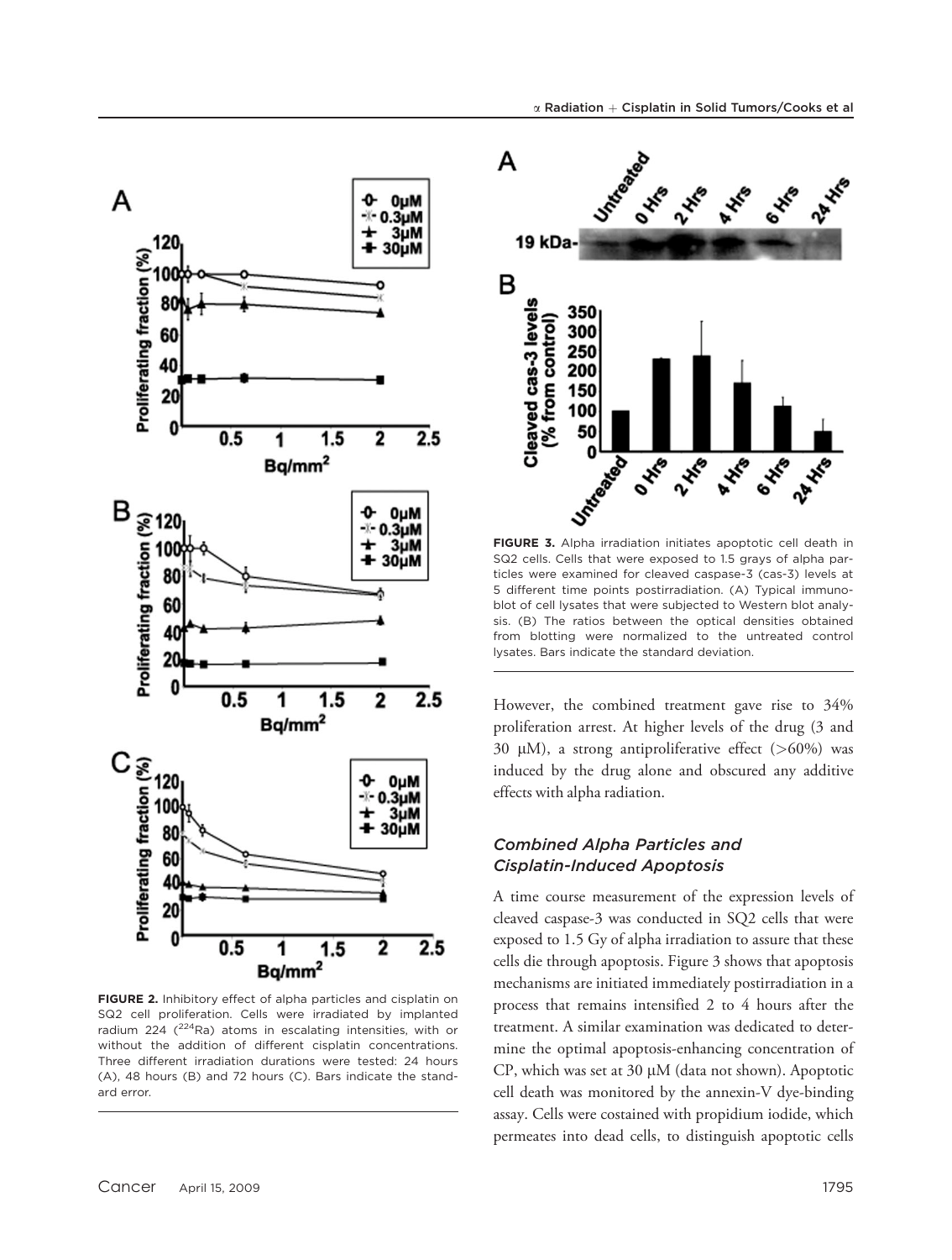FIGURE 2. Inhibitory effect of alpha particles and cisplatin on SQ2 cell proliferation. Cells were irradiated by implanted radium 224 ($^{224}Ra$) atoms in escalating intensities, with or without the addition of different cisplatin concentrations. Three different irradiation durations were tested: 24 hours (A), 48 hours (B) and 72 hours (C). Bars indicate the standard error.

FIGURE 3. Alpha irradiation initiates apoptotic cell death in SQ2 cells. Cells that were exposed to 1.5 grays of alpha particles were examined for cleaved caspase-3 (cas-3) levels at 5 different time points postirradiation. (A) Typical immunoblot of cell lysates that were subjected to Western blot analysis. (B) The ratios between the optical densities obtained from blotting were normalized to the untreated control lysates. Bars indicate the standard deviation.

However, the combined treatment gave rise to 34% proliferation arrest. At higher levels of the drug (3 and 30 μM), a strong antiproliferative effect (>60%) was induced by the drug alone and obscured any additive effects with alpha radiation.

### Combined Alpha Particles and Cisplatin-Induced Apoptosis

A time course measurement of the expression levels of cleaved caspase-3 was conducted in SQ2 cells that were exposed to 1.5 Gy of alpha irradiation to assure that these cells die through apoptosis. Figure 3 shows that apoptosis mechanisms are initiated immediately postirradiation in a process that remains intensified 2 to 4 hours after the treatment. A similar examination was dedicated to determine the optimal apoptosis-enhancing concentration of CP, which was set at 30 μM (data not shown). Apoptotic cell death was monitored by the annexin-V dye-binding assay. Cells were costained with propidium iodide, which permeates into dead cells, to distinguish apoptotic cells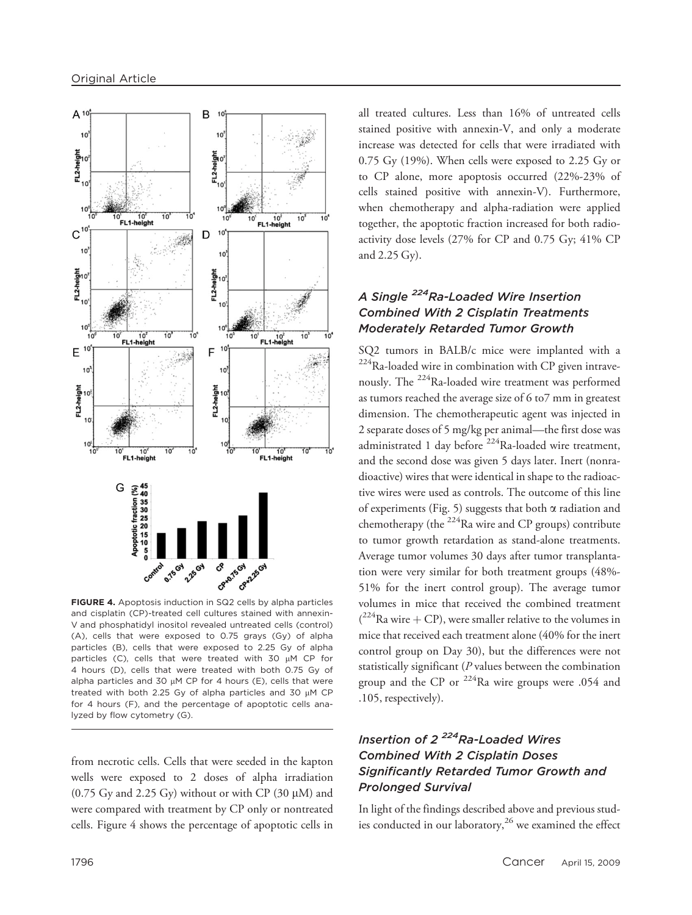**FIGURE 4.** Apoptosis induction in SQ2 cells by alpha particles and cisplatin (CP)-treated cell cultures stained with annexin-V and phosphatidyl inositol revealed untreated cells (control) (A), cells that were exposed to 0.75 grays (Gy) of alpha particles (B), cells that were exposed to 2.25 Gy of alpha particles (C), cells that were treated with 30 μM CP for 4 hours (D), cells that were treated with both 0.75 Gy of alpha particles and 30 μM CP for 4 hours (E), cells that were treated with both 2.25 Gy of alpha particles and 30 μM CP for 4 hours (F), and the percentage of apoptotic cells analyzed by flow cytometry (G).

from necrotic cells. Cells that were seeded in the kapton wells were exposed to 2 doses of alpha irradiation (0.75 Gy and 2.25 Gy) without or with CP (30 μM) and were compared with treatment by CP only or nontreated cells. Figure 4 shows the percentage of apoptotic cells in all treated cultures. Less than 16% of untreated cells stained positive with annexin-V, and only a moderate increase was detected for cells that were irradiated with 0.75 Gy (19%). When cells were exposed to 2.25 Gy or to CP alone, more apoptosis occurred (22%-23% of cells stained positive with annexin-V). Furthermore, when chemotherapy and alpha-radiation were applied together, the apoptotic fraction increased for both radioactivity dose levels (27% for CP and 0.75 Gy; 41% CP and 2.25 Gy).

### *A Single $^{224}$Ra-Loaded Wire Insertion Combined With 2 Cisplatin Treatments Moderately Retarded Tumor Growth*

SQ2 tumors in BALB/c mice were implanted with a $^{224}$Ra-loaded wire in combination with CP given intravenously. The $^{224}$Ra-loaded wire treatment was performed as tumors reached the average size of 6 to7 mm in greatest dimension. The chemotherapeutic agent was injected in 2 separate doses of 5 mg/kg per animal—the first dose was administrated 1 day before $^{224}$Ra-loaded wire treatment, and the second dose was given 5 days later. Inert (nonradioactive) wires that were identical in shape to the radioactive wires were used as controls. The outcome of this line of experiments (Fig. 5) suggests that both α radiation and chemotherapy (the $^{224}$Ra wire and CP groups) contribute to tumor growth retardation as stand-alone treatments. Average tumor volumes 30 days after tumor transplantation were very similar for both treatment groups (48%-51% for the inert control group). The average tumor volumes in mice that received the combined treatment ($^{224}$Ra wire + CP), were smaller relative to the volumes in mice that received each treatment alone (40% for the inert control group on Day 30), but the differences were not statistically significant (*P* values between the combination group and the CP or $^{224}$Ra wire groups were .054 and .105, respectively).

### *Insertion of 2 $^{224}$Ra-Loaded Wires Combined With 2 Cisplatin Doses Significantly Retarded Tumor Growth and Prolonged Survival*

In light of the findings described above and previous studies conducted in our laboratory,[26] we examined the effect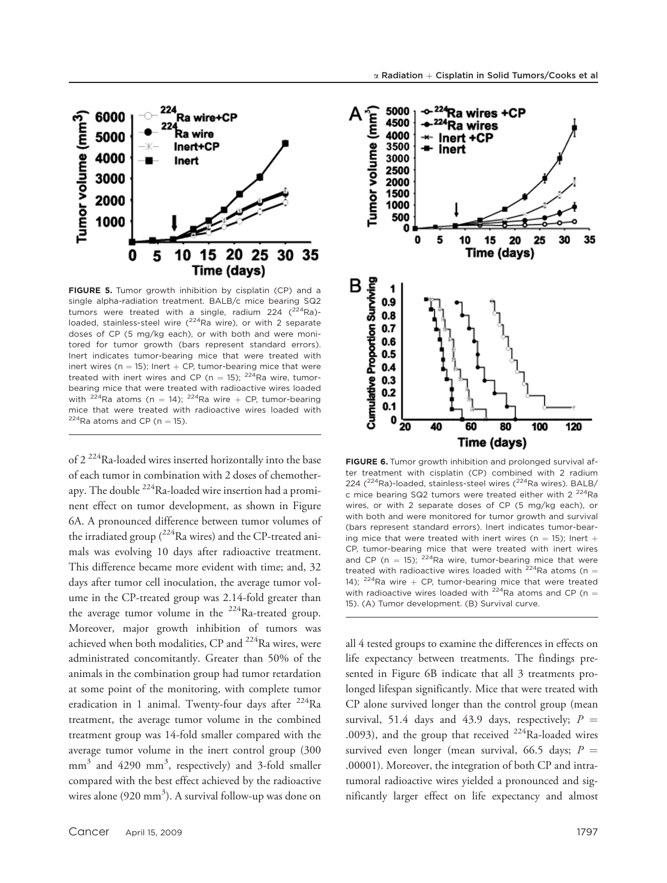**FIGURE 5.** Tumor growth inhibition by cisplatin (CP) and a single alpha-radiation treatment. BALB/c mice bearing SQ2 tumors were treated with a single, radium 224 ($^{224}$Ra)-loaded, stainless-steel wire ($^{224}$Ra wire), or with 2 separate doses of CP (5 mg/kg each), or with both and were monitored for tumor growth (bars represent standard errors). Inert indicates tumor-bearing mice that were treated with inert wires (n = 15); Inert + CP, tumor-bearing mice that were treated with inert wires and CP (n = 15); $^{224}$Ra wire, tumor-bearing mice that were treated with radioactive wires loaded with $^{224}$Ra atoms (n = 14); $^{224}$Ra wire + CP, tumor-bearing mice that were treated with radioactive wires loaded with $^{224}$Ra atoms and CP (n = 15).

of 2 $^{224}$Ra-loaded wires inserted horizontally into the base of each tumor in combination with 2 doses of chemotherapy. The double $^{224}$Ra-loaded wire insertion had a prominent effect on tumor development, as shown in Figure 6A. A pronounced difference between tumor volumes of the irradiated group ($^{224}$Ra wires) and the CP-treated animals was evolving 10 days after radioactive treatment. This difference became more evident with time; and, 32 days after tumor cell inoculation, the average tumor volume in the CP-treated group was 2.14-fold greater than the average tumor volume in the $^{224}$Ra-treated group. Moreover, major growth inhibition of tumors was achieved when both modalities, CP and $^{224}$Ra wires, were administrated concomitantly. Greater than 50% of the animals in the combination group had tumor retardation at some point of the monitoring, with complete tumor eradication in 1 animal. Twenty-four days after $^{224}$Ra treatment, the average tumor volume in the combined treatment group was 14-fold smaller compared with the average tumor volume in the inert control group (300 mm$^3$ and 4290 mm$^3$, respectively) and 3-fold smaller compared with the best effect achieved by the radioactive wires alone (920 mm$^3$). A survival follow-up was done on all 4 tested groups to examine the differences in effects on life expectancy between treatments. The findings presented in Figure 6B indicate that all 3 treatments prolonged lifespan significantly. Mice that were treated with CP alone survived longer than the control group (mean survival, 51.4 days and 43.9 days, respectively; $P$ = .0093), and the group that received $^{224}$Ra-loaded wires survived even longer (mean survival, 66.5 days; $P$ = .00001). Moreover, the integration of both CP and intratumoral radioactive wires yielded a pronounced and significantly larger effect on life expectancy and almost

**FIGURE 6.** Tumor growth inhibition and prolonged survival after treatment with cisplatin (CP) combined with 2 radium 224 ($^{224}$Ra)-loaded, stainless-steel wires ($^{224}$Ra wires). BALB/c mice bearing SQ2 tumors were treated either with 2 $^{224}$Ra wires, or with 2 separate doses of CP (5 mg/kg each), or with both and were monitored for tumor growth and survival (bars represent standard errors). Inert indicates tumor-bearing mice that were treated with inert wires (n = 15); Inert + CP, tumor-bearing mice that were treated with inert wires and CP (n = 15); $^{224}$Ra wire, tumor-bearing mice that were treated with radioactive wires loaded with $^{224}$Ra atoms (n = 14); $^{224}$Ra wire + CP, tumor-bearing mice that were treated with radioactive wires loaded with $^{224}$Ra atoms and CP (n = 15). (A) Tumor development. (B) Survival curve.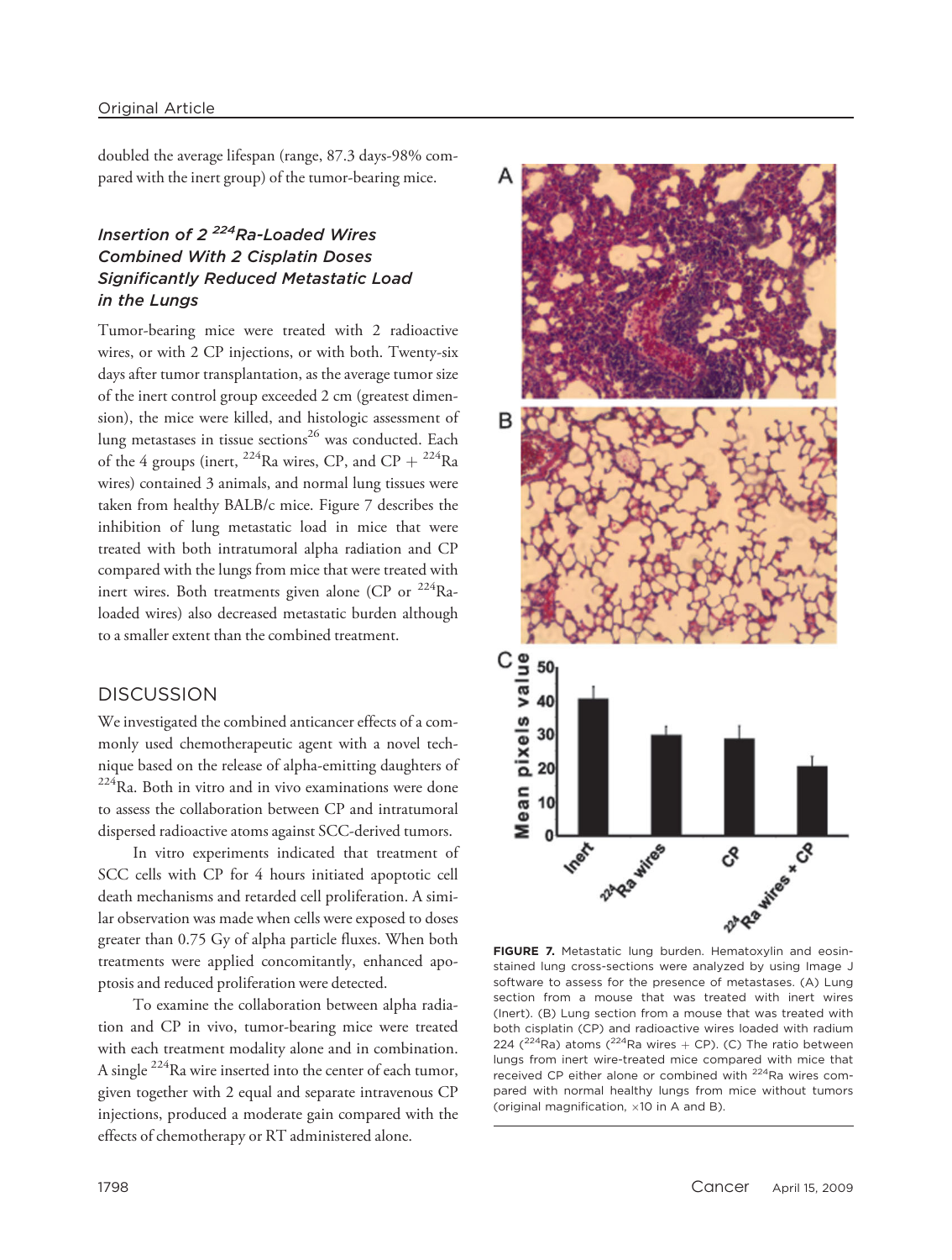doubled the average lifespan (range, 87.3 days-98% compared with the inert group) of the tumor-bearing mice.

### *Insertion of 2 $^{224}$Ra-Loaded Wires Combined With 2 Cisplatin Doses Significantly Reduced Metastatic Load in the Lungs*

Tumor-bearing mice were treated with 2 radioactive wires, or with 2 CP injections, or with both. Twenty-six days after tumor transplantation, as the average tumor size of the inert control group exceeded 2 cm (greatest dimension), the mice were killed, and histologic assessment of lung metastases in tissue sections[26] was conducted. Each of the 4 groups (inert, $^{224}$Ra wires, CP, and CP + $^{224}$Ra wires) contained 3 animals, and normal lung tissues were taken from healthy BALB/c mice. Figure 7 describes the inhibition of lung metastatic load in mice that were treated with both intratumoral alpha radiation and CP compared with the lungs from mice that were treated with inert wires. Both treatments given alone (CP or $^{224}$Ra-loaded wires) also decreased metastatic burden although to a smaller extent than the combined treatment.

## DISCUSSION

We investigated the combined anticancer effects of a commonly used chemotherapeutic agent with a novel technique based on the release of alpha-emitting daughters of $^{224}$Ra. Both in vitro and in vivo examinations were done to assess the collaboration between CP and intratumoral dispersed radioactive atoms against SCC-derived tumors.

In vitro experiments indicated that treatment of SCC cells with CP for 4 hours initiated apoptotic cell death mechanisms and retarded cell proliferation. A similar observation was made when cells were exposed to doses greater than 0.75 Gy of alpha particle fluxes. When both treatments were applied concomitantly, enhanced apoptosis and reduced proliferation were detected.

To examine the collaboration between alpha radiation and CP in vivo, tumor-bearing mice were treated with each treatment modality alone and in combination. A single $^{224}$Ra wire inserted into the center of each tumor, given together with 2 equal and separate intravenous CP injections, produced a moderate gain compared with the effects of chemotherapy or RT administered alone.

**FIGURE 7.** Metastatic lung burden. Hematoxylin and eosin-stained lung cross-sections were analyzed by using Image J software to assess for the presence of metastases. (A) Lung section from a mouse that was treated with inert wires (Inert). (B) Lung section from a mouse that was treated with both cisplatin (CP) and radioactive wires loaded with radium 224 ($^{224}$Ra) atoms ($^{224}$Ra wires + CP). (C) The ratio between lungs from inert wire-treated mice compared with mice that received CP either alone or combined with $^{224}$Ra wires compared with normal healthy lungs from mice without tumors (original magnification, ×10 in A and B).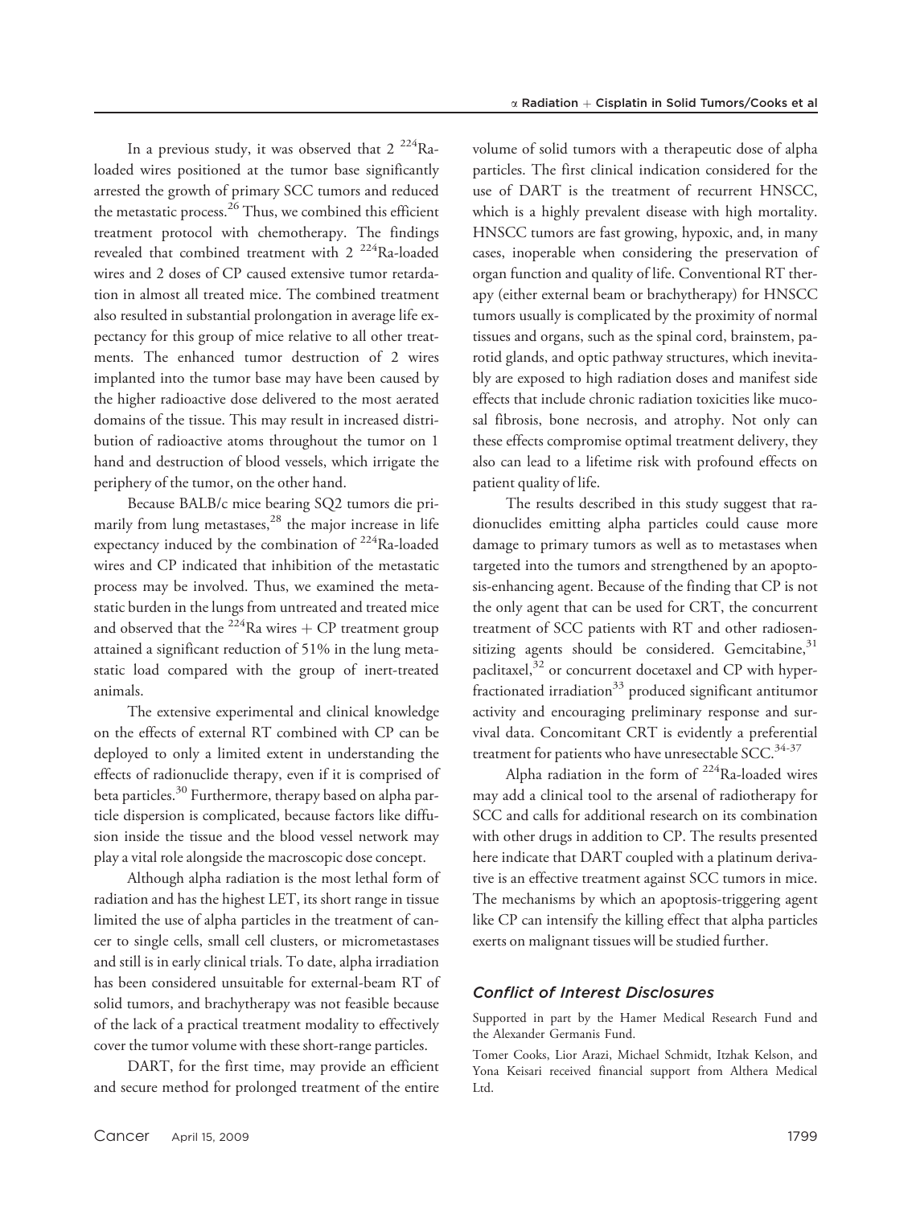In a previous study, it was observed that 2 $^{224}$Ra-loaded wires positioned at the tumor base significantly arrested the growth of primary SCC tumors and reduced the metastatic process.[26] Thus, we combined this efficient treatment protocol with chemotherapy. The findings revealed that combined treatment with 2 $^{224}$Ra-loaded wires and 2 doses of CP caused extensive tumor retardation in almost all treated mice. The combined treatment also resulted in substantial prolongation in average life expectancy for this group of mice relative to all other treatments. The enhanced tumor destruction of 2 wires implanted into the tumor base may have been caused by the higher radioactive dose delivered to the most aerated domains of the tissue. This may result in increased distribution of radioactive atoms throughout the tumor on 1 hand and destruction of blood vessels, which irrigate the periphery of the tumor, on the other hand.

Because BALB/c mice bearing SQ2 tumors die primarily from lung metastases,[28] the major increase in life expectancy induced by the combination of $^{224}$Ra-loaded wires and CP indicated that inhibition of the metastatic process may be involved. Thus, we examined the metastatic burden in the lungs from untreated and treated mice and observed that the $^{224}$Ra wires + CP treatment group attained a significant reduction of 51% in the lung metastatic load compared with the group of inert-treated animals.

The extensive experimental and clinical knowledge on the effects of external RT combined with CP can be deployed to only a limited extent in understanding the effects of radionuclide therapy, even if it is comprised of beta particles.[30] Furthermore, therapy based on alpha particle dispersion is complicated, because factors like diffusion inside the tissue and the blood vessel network may play a vital role alongside the macroscopic dose concept.

Although alpha radiation is the most lethal form of radiation and has the highest LET, its short range in tissue limited the use of alpha particles in the treatment of cancer to single cells, small cell clusters, or micrometastases and still is in early clinical trials. To date, alpha irradiation has been considered unsuitable for external-beam RT of solid tumors, and brachytherapy was not feasible because of the lack of a practical treatment modality to effectively cover the tumor volume with these short-range particles.

DART, for the first time, may provide an efficient and secure method for prolonged treatment of the entire volume of solid tumors with a therapeutic dose of alpha particles. The first clinical indication considered for the use of DART is the treatment of recurrent HNSCC, which is a highly prevalent disease with high mortality. HNSCC tumors are fast growing, hypoxic, and, in many cases, inoperable when considering the preservation of organ function and quality of life. Conventional RT therapy (either external beam or brachytherapy) for HNSCC tumors usually is complicated by the proximity of normal tissues and organs, such as the spinal cord, brainstem, parotid glands, and optic pathway structures, which inevitably are exposed to high radiation doses and manifest side effects that include chronic radiation toxicities like mucosal fibrosis, bone necrosis, and atrophy. Not only can these effects compromise optimal treatment delivery, they also can lead to a lifetime risk with profound effects on patient quality of life.

The results described in this study suggest that radionuclides emitting alpha particles could cause more damage to primary tumors as well as to metastases when targeted into the tumors and strengthened by an apoptosis-enhancing agent. Because of the finding that CP is not the only agent that can be used for CRT, the concurrent treatment of SCC patients with RT and other radiosensitizing agents should be considered. Gemcitabine,[31] paclitaxel,[32] or concurrent docetaxel and CP with hyperfractionated irradiation[33] produced significant antitumor activity and encouraging preliminary response and survival data. Concomitant CRT is evidently a preferential treatment for patients who have unresectable SCC.[34-37]

Alpha radiation in the form of $^{224}$Ra-loaded wires may add a clinical tool to the arsenal of radiotherapy for SCC and calls for additional research on its combination with other drugs in addition to CP. The results presented here indicate that DART coupled with a platinum derivative is an effective treatment against SCC tumors in mice. The mechanisms by which an apoptosis-triggering agent like CP can intensify the killing effect that alpha particles exerts on malignant tissues will be studied further.

## *Conflict of Interest Disclosures*

Supported in part by the Hamer Medical Research Fund and the Alexander Germanis Fund.

Tomer Cooks, Lior Arazi, Michael Schmidt, Itzhak Kelson, and Yona Keisari received financial support from Althera Medical Ltd.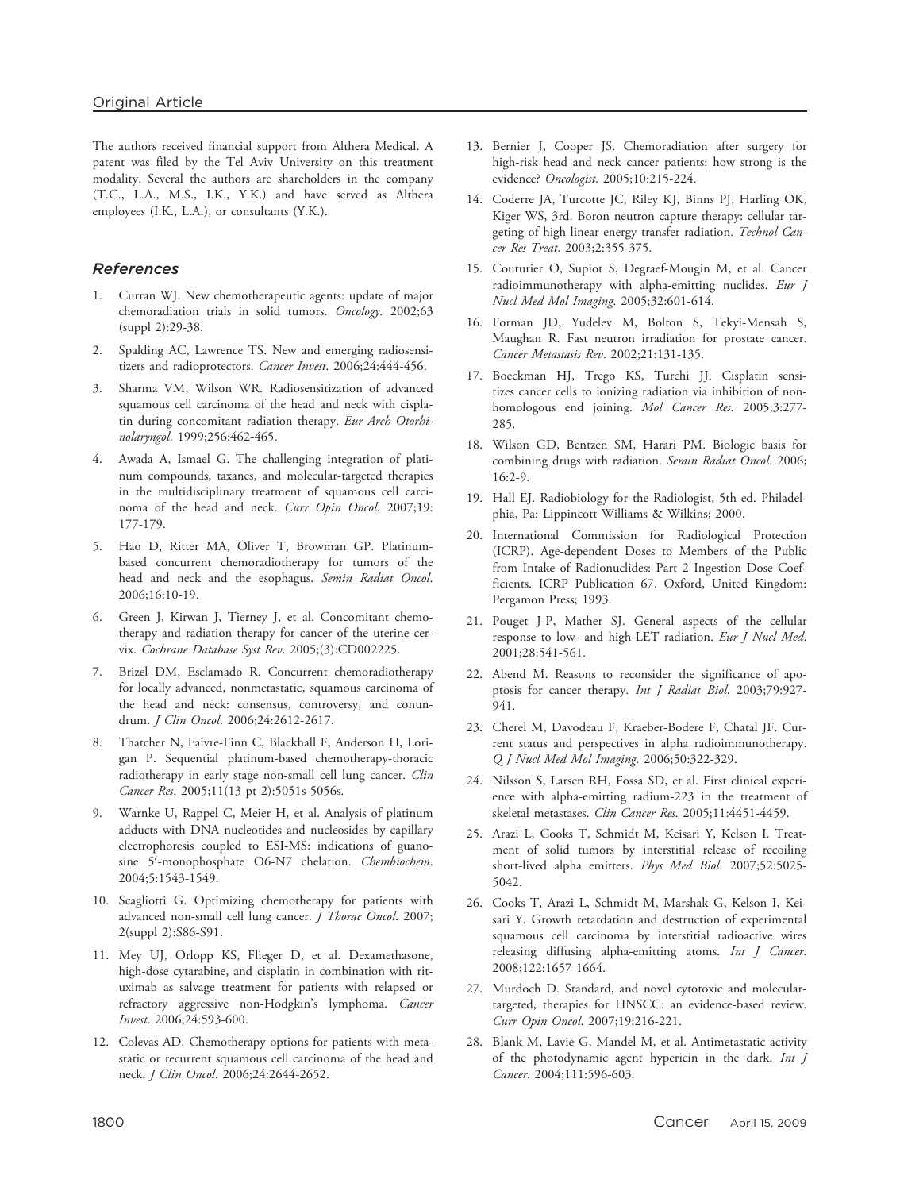The authors received financial support from Althera Medical. A patent was filed by the Tel Aviv University on this treatment modality. Several the authors are shareholders in the company (T.C., L.A., M.S., I.K., Y.K.) and have served as Althera employees (I.K., L.A.), or consultants (Y.K.).

## References

1. Curran WJ. New chemotherapeutic agents: update of major chemoradiation trials in solid tumors. *Oncology*. 2002;63 (suppl 2):29-38.
2. Spalding AC, Lawrence TS. New and emerging radiosensitizers and radioprotectors. *Cancer Invest*. 2006;24:444-456.
3. Sharma VM, Wilson WR. Radiosensitization of advanced squamous cell carcinoma of the head and neck with cisplatin during concomitant radiation therapy. *Eur Arch Otorhinolaryngol*. 1999;256:462-465.
4. Awada A, Ismael G. The challenging integration of platinum compounds, taxanes, and molecular-targeted therapies in the multidisciplinary treatment of squamous cell carcinoma of the head and neck. *Curr Opin Oncol*. 2007;19: 177-179.
5. Hao D, Ritter MA, Oliver T, Browman GP. Platinum-based concurrent chemoradiotherapy for tumors of the head and neck and the esophagus. *Semin Radiat Oncol*. 2006;16:10-19.
6. Green J, Kirwan J, Tierney J, et al. Concomitant chemotherapy and radiation therapy for cancer of the uterine cervix. *Cochrane Database Syst Rev*. 2005;(3):CD002225.
7. Brizel DM, Esclamado R. Concurrent chemoradiotherapy for locally advanced, nonmetastatic, squamous carcinoma of the head and neck: consensus, controversy, and conundrum. *J Clin Oncol*. 2006;24:2612-2617.
8. Thatcher N, Faivre-Finn C, Blackhall F, Anderson H, Lorigan P. Sequential platinum-based chemotherapy-thoracic radiotherapy in early stage non-small cell lung cancer. *Clin Cancer Res*. 2005;11(13 pt 2):5051s-5056s.
9. Warnke U, Rappel C, Meier H, et al. Analysis of platinum adducts with DNA nucleotides and nucleosides by capillary electrophoresis coupled to ESI-MS: indications of guanosine 5′-monophosphate O6-N7 chelation. *Chembiochem*. 2004;5:1543-1549.
10. Scagliotti G. Optimizing chemotherapy for patients with advanced non-small cell lung cancer. *J Thorac Oncol*. 2007; 2(suppl 2):S86-S91.
11. Mey UJ, Orlopp KS, Flieger D, et al. Dexamethasone, high-dose cytarabine, and cisplatin in combination with rituximab as salvage treatment for patients with relapsed or refractory aggressive non-Hodgkin's lymphoma. *Cancer Invest*. 2006;24:593-600.
12. Colevas AD. Chemotherapy options for patients with metastatic or recurrent squamous cell carcinoma of the head and neck. *J Clin Oncol*. 2006;24:2644-2652.
13. Bernier J, Cooper JS. Chemoradiation after surgery for high-risk head and neck cancer patients: how strong is the evidence? *Oncologist*. 2005;10:215-224.
14. Coderre JA, Turcotte JC, Riley KJ, Binns PJ, Harling OK, Kiger WS, 3rd. Boron neutron capture therapy: cellular targeting of high linear energy transfer radiation. *Technol Cancer Res Treat*. 2003;2:355-375.
15. Couturier O, Supiot S, Degraef-Mougin M, et al. Cancer radioimmunotherapy with alpha-emitting nuclides. *Eur J Nucl Med Mol Imaging*. 2005;32:601-614.
16. Forman JD, Yudelev M, Bolton S, Tekyi-Mensah S, Maughan R. Fast neutron irradiation for prostate cancer. *Cancer Metastasis Rev*. 2002;21:131-135.
17. Boeckman HJ, Trego KS, Turchi JJ. Cisplatin sensitizes cancer cells to ionizing radiation via inhibition of nonhomologous end joining. *Mol Cancer Res*. 2005;3:277-285.
18. Wilson GD, Bentzen SM, Harari PM. Biologic basis for combining drugs with radiation. *Semin Radiat Oncol*. 2006; 16:2-9.
19. Hall EJ. Radiobiology for the Radiologist, 5th ed. Philadelphia, Pa: Lippincott Williams & Wilkins; 2000.
20. International Commission for Radiological Protection (ICRP). Age-dependent Doses to Members of the Public from Intake of Radionuclides: Part 2 Ingestion Dose Coefficients. ICRP Publication 67. Oxford, United Kingdom: Pergamon Press; 1993.
21. Pouget J-P, Mather SJ. General aspects of the cellular response to low- and high-LET radiation. *Eur J Nucl Med*. 2001;28:541-561.
22. Abend M. Reasons to reconsider the significance of apoptosis for cancer therapy. *Int J Radiat Biol*. 2003;79:927-941.
23. Cherel M, Davodeau F, Kraeber-Bodere F, Chatal JF. Current status and perspectives in alpha radioimmunotherapy. *Q J Nucl Med Mol Imaging*. 2006;50:322-329.
24. Nilsson S, Larsen RH, Fossa SD, et al. First clinical experience with alpha-emitting radium-223 in the treatment of skeletal metastases. *Clin Cancer Res*. 2005;11:4451-4459.
25. Arazi L, Cooks T, Schmidt M, Keisari Y, Kelson I. Treatment of solid tumors by interstitial release of recoiling short-lived alpha emitters. *Phys Med Biol*. 2007;52:5025-5042.
26. Cooks T, Arazi L, Schmidt M, Marshak G, Kelson I, Keisari Y. Growth retardation and destruction of experimental squamous cell carcinoma by interstitial radioactive wires releasing diffusing alpha-emitting atoms. *Int J Cancer*. 2008;122:1657-1664.
27. Murdoch D. Standard, and novel cytotoxic and molecular-targeted, therapies for HNSCC: an evidence-based review. *Curr Opin Oncol*. 2007;19:216-221.
28. Blank M, Lavie G, Mandel M, et al. Antimetastatic activity of the photodynamic agent hypericin in the dark. *Int J Cancer*. 2004;111:596-603.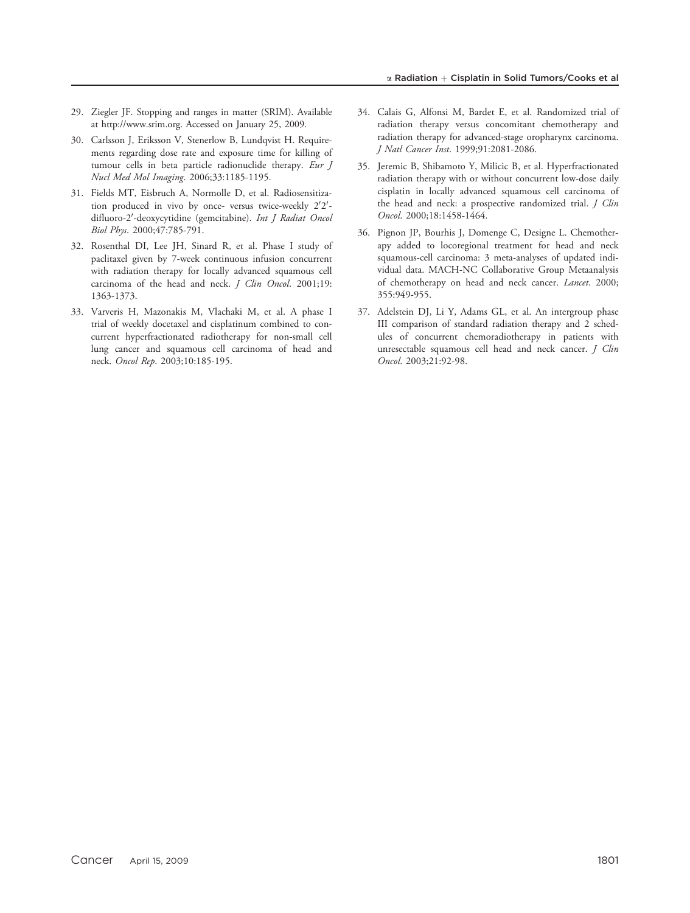29. Ziegler JF. Stopping and ranges in matter (SRIM). Available at http://www.srim.org. Accessed on January 25, 2009.
30. Carlsson J, Eriksson V, Stenerlow B, Lundqvist H. Requirements regarding dose rate and exposure time for killing of tumour cells in beta particle radionuclide therapy. *Eur J Nucl Med Mol Imaging*. 2006;33:1185-1195.
31. Fields MT, Eisbruch A, Normolle D, et al. Radiosensitization produced in vivo by once- versus twice-weekly 2′2′-difluoro-2′-deoxycytidine (gemcitabine). *Int J Radiat Oncol Biol Phys*. 2000;47:785-791.
32. Rosenthal DI, Lee JH, Sinard R, et al. Phase I study of paclitaxel given by 7-week continuous infusion concurrent with radiation therapy for locally advanced squamous cell carcinoma of the head and neck. *J Clin Oncol*. 2001;19: 1363-1373.
33. Varveris H, Mazonakis M, Vlachaki M, et al. A phase I trial of weekly docetaxel and cisplatinum combined to concurrent hyperfractionated radiotherapy for non-small cell lung cancer and squamous cell carcinoma of head and neck. *Oncol Rep*. 2003;10:185-195.
34. Calais G, Alfonsi M, Bardet E, et al. Randomized trial of radiation therapy versus concomitant chemotherapy and radiation therapy for advanced-stage oropharynx carcinoma. *J Natl Cancer Inst*. 1999;91:2081-2086.
35. Jeremic B, Shibamoto Y, Milicic B, et al. Hyperfractionated radiation therapy with or without concurrent low-dose daily cisplatin in locally advanced squamous cell carcinoma of the head and neck: a prospective randomized trial. *J Clin Oncol*. 2000;18:1458-1464.
36. Pignon JP, Bourhis J, Domenge C, Designe L. Chemotherapy added to locoregional treatment for head and neck squamous-cell carcinoma: 3 meta-analyses of updated individual data. MACH-NC Collaborative Group Metaanalysis of chemotherapy on head and neck cancer. *Lancet*. 2000; 355:949-955.
37. Adelstein DJ, Li Y, Adams GL, et al. An intergroup phase III comparison of standard radiation therapy and 2 schedules of concurrent chemoradiotherapy in patients with unresectable squamous cell head and neck cancer. *J Clin Oncol*. 2003;21:92-98.